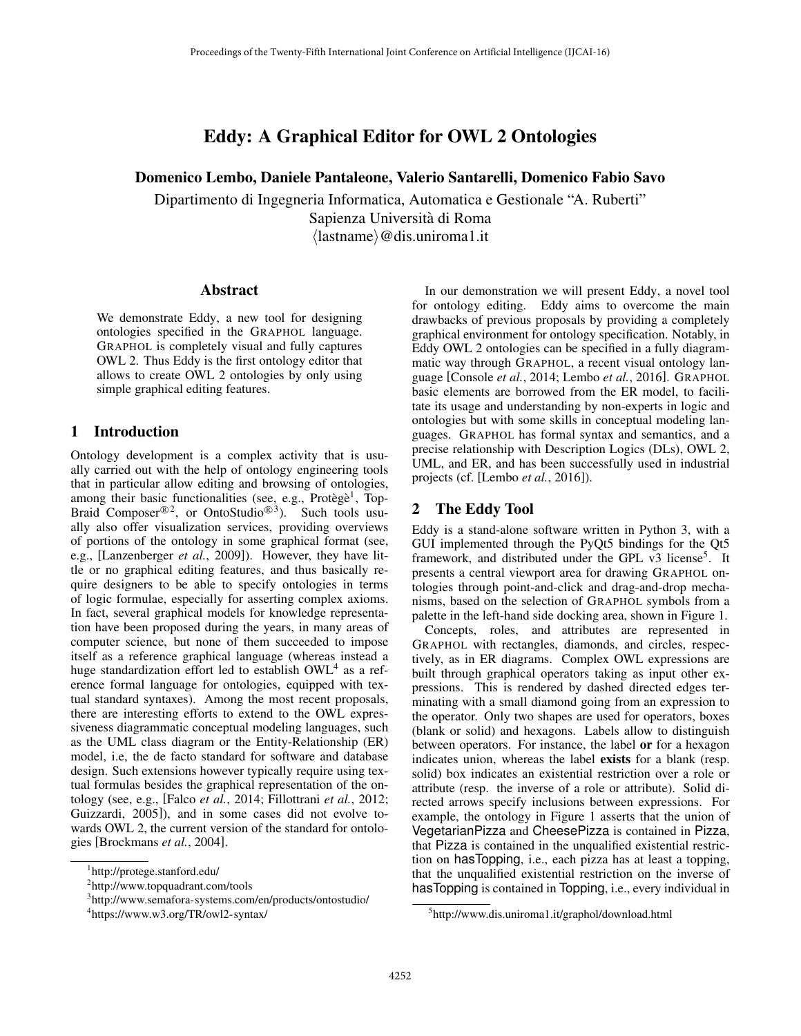# Eddy: A Graphical Editor for OWL 2 Ontologies

**Domenico Lembo, Daniele Pantaleone, Valerio Santarelli, Domenico Fabio Savo**

Dipartimento di Ingegneria Informatica, Automatica e Gestionale "A. Ruberti"
Sapienza Università di Roma
⟨lastname⟩@dis.uniroma1.it

## Abstract

We demonstrate Eddy, a new tool for designing ontologies specified in the GRAPHOL language. GRAPHOL is completely visual and fully captures OWL 2. Thus Eddy is the first ontology editor that allows to create OWL 2 ontologies by only using simple graphical editing features.

## 1 Introduction

Ontology development is a complex activity that is usually carried out with the help of ontology engineering tools that in particular allow editing and browsing of ontologies, among their basic functionalities (see, e.g., Protègè[1], TopBraid Composer®[2], or OntoStudio®[3]). Such tools usually also offer visualization services, providing overviews of portions of the ontology in some graphical format (see, e.g., [Lanzenberger *et al.*, 2009]). However, they have little or no graphical editing features, and thus basically require designers to be able to specify ontologies in terms of logic formulae, especially for asserting complex axioms. In fact, several graphical models for knowledge representation have been proposed during the years, in many areas of computer science, but none of them succeeded to impose itself as a reference graphical language (whereas instead a huge standardization effort led to establish OWL[4] as a reference formal language for ontologies, equipped with textual standard syntaxes). Among the most recent proposals, there are interesting efforts to extend to the OWL expressiveness diagrammatic conceptual modeling languages, such as the UML class diagram or the Entity-Relationship (ER) model, i.e, the de facto standard for software and database design. Such extensions however typically require using textual formulas besides the graphical representation of the ontology (see, e.g., [Falco *et al.*, 2014; Fillottrani *et al.*, 2012; Guizzardi, 2005]), and in some cases did not evolve towards OWL 2, the current version of the standard for ontologies [Brockmans *et al.*, 2004].

In our demonstration we will present Eddy, a novel tool for ontology editing. Eddy aims to overcome the main drawbacks of previous proposals by providing a completely graphical environment for ontology specification. Notably, in Eddy OWL 2 ontologies can be specified in a fully diagrammatic way through GRAPHOL, a recent visual ontology language [Console *et al.*, 2014; Lembo *et al.*, 2016]. GRAPHOL basic elements are borrowed from the ER model, to facilitate its usage and understanding by non-experts in logic and ontologies but with some skills in conceptual modeling languages. GRAPHOL has formal syntax and semantics, and a precise relationship with Description Logics (DLs), OWL 2, UML, and ER, and has been successfully used in industrial projects (cf. [Lembo *et al.*, 2016]).

## 2 The Eddy Tool

Eddy is a stand-alone software written in Python 3, with a GUI implemented through the PyQt5 bindings for the Qt5 framework, and distributed under the GPL v3 license[5]. It presents a central viewport area for drawing GRAPHOL ontologies through point-and-click and drag-and-drop mechanisms, based on the selection of GRAPHOL symbols from a palette in the left-hand side docking area, shown in Figure 1.

Concepts, roles, and attributes are represented in GRAPHOL with rectangles, diamonds, and circles, respectively, as in ER diagrams. Complex OWL expressions are built through graphical operators taking as input other expressions. This is rendered by dashed directed edges terminating with a small diamond going from an expression to the operator. Only two shapes are used for operators, boxes (blank or solid) and hexagons. Labels allow to distinguish between operators. For instance, the label **or** for a hexagon indicates union, whereas the label **exists** for a blank (resp. solid) box indicates an existential restriction over a role or attribute (resp. the inverse of a role or attribute). Solid directed arrows specify inclusions between expressions. For example, the ontology in Figure 1 asserts that the union of VegetarianPizza and CheesePizza is contained in Pizza, that Pizza is contained in the unqualified existential restriction on hasTopping, i.e., each pizza has at least a topping, that the unqualified existential restriction on the inverse of hasTopping is contained in Topping, i.e., every individual in

---

[1] http://protege.stanford.edu/

[2] http://www.topquadrant.com/tools

[3] http://www.semafora-systems.com/en/products/ontostudio/

[4] https://www.w3.org/TR/owl2-syntax/

[5] http://www.dis.uniroma1.it/graphol/download.html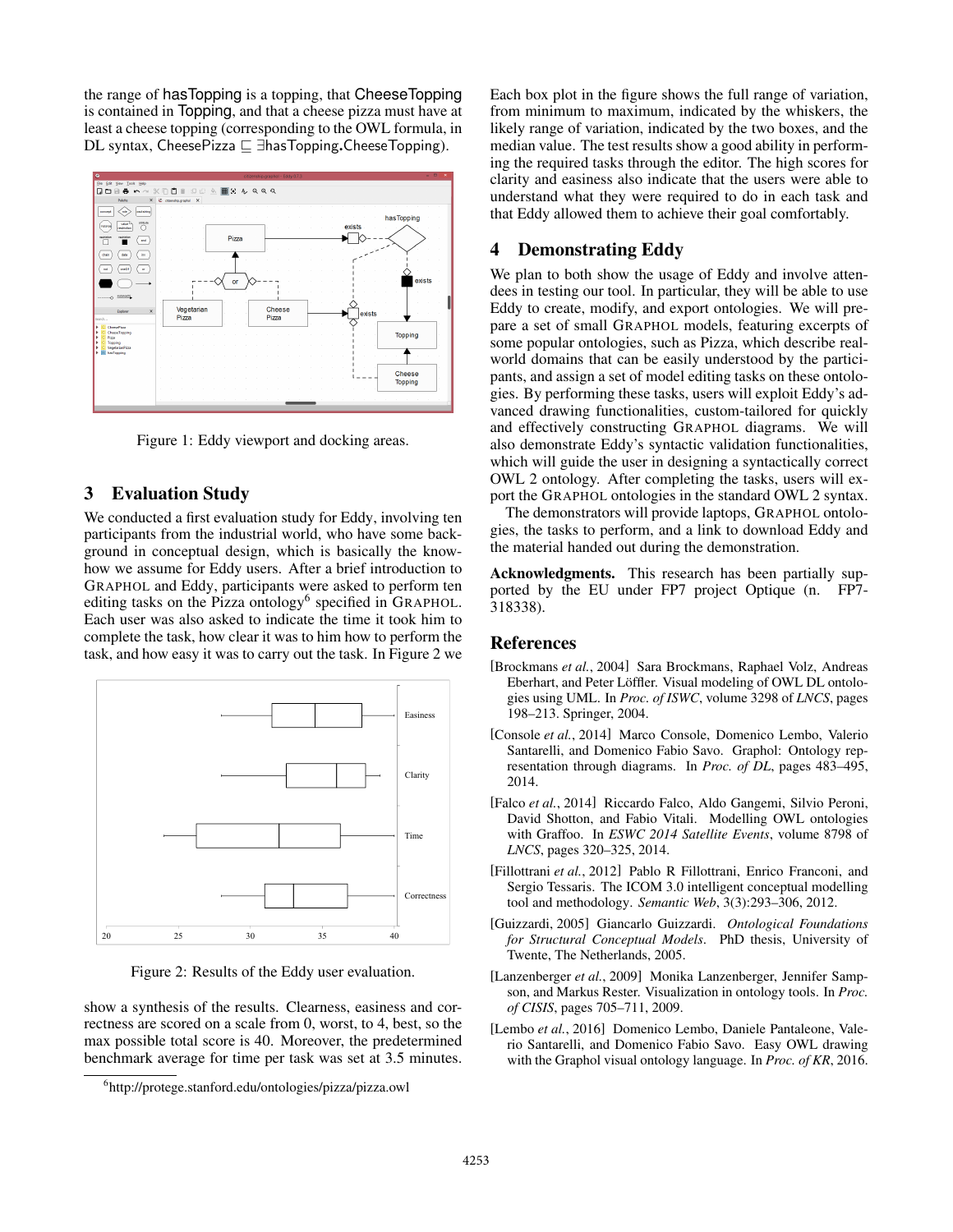the range of hasTopping is a topping, that CheeseTopping is contained in Topping, and that a cheese pizza must have at least a cheese topping (corresponding to the OWL formula, in DL syntax, $\mathsf{CheesePizza} \sqsubseteq \exists \mathsf{hasTopping}.\mathsf{CheeseTopping}$).

Figure 1: Eddy viewport and docking areas.

## 3 Evaluation Study

We conducted a first evaluation study for Eddy, involving ten participants from the industrial world, who have some background in conceptual design, which is basically the know-how we assume for Eddy users. After a brief introduction to GRAPHOL and Eddy, participants were asked to perform ten editing tasks on the Pizza ontology[6] specified in GRAPHOL. Each user was also asked to indicate the time it took him to complete the task, how clear it was to him how to perform the task, and how easy it was to carry out the task. In Figure 2 we show a synthesis of the results. Clearness, easiness and correctness are scored on a scale from 0, worst, to 4, best, so the max possible total score is 40. Moreover, the predetermined benchmark average for time per task was set at 3.5 minutes.

Easiness
Clarity
Time
Correctness
20 25 30 35 40

Figure 2: Results of the Eddy user evaluation.

[6] http://protege.stanford.edu/ontologies/pizza/pizza.owl

Each box plot in the figure shows the full range of variation, from minimum to maximum, indicated by the whiskers, the likely range of variation, indicated by the two boxes, and the median value. The test results show a good ability in performing the required tasks through the editor. The high scores for clarity and easiness also indicate that the users were able to understand what they were required to do in each task and that Eddy allowed them to achieve their goal comfortably.

## 4 Demonstrating Eddy

We plan to both show the usage of Eddy and involve attendees in testing our tool. In particular, they will be able to use Eddy to create, modify, and export ontologies. We will prepare a set of small GRAPHOL models, featuring excerpts of some popular ontologies, such as Pizza, which describe real-world domains that can be easily understood by the participants, and assign a set of model editing tasks on these ontologies. By performing these tasks, users will exploit Eddy's advanced drawing functionalities, custom-tailored for quickly and effectively constructing GRAPHOL diagrams. We will also demonstrate Eddy's syntactic validation functionalities, which will guide the user in designing a syntactically correct OWL 2 ontology. After completing the tasks, users will export the GRAPHOL ontologies in the standard OWL 2 syntax.

The demonstrators will provide laptops, GRAPHOL ontologies, the tasks to perform, and a link to download Eddy and the material handed out during the demonstration.

**Acknowledgments.** This research has been partially supported by the EU under FP7 project Optique (n. FP7-318338).

## References

[Brockmans *et al.*, 2004] Sara Brockmans, Raphael Volz, Andreas Eberhart, and Peter Löffler. Visual modeling of OWL DL ontologies using UML. In *Proc. of ISWC*, volume 3298 of *LNCS*, pages 198–213. Springer, 2004.

[Console *et al.*, 2014] Marco Console, Domenico Lembo, Valerio Santarelli, and Domenico Fabio Savo. Graphol: Ontology representation through diagrams. In *Proc. of DL*, pages 483–495, 2014.

[Falco *et al.*, 2014] Riccardo Falco, Aldo Gangemi, Silvio Peroni, David Shotton, and Fabio Vitali. Modelling OWL ontologies with Graffoo. In *ESWC 2014 Satellite Events*, volume 8798 of *LNCS*, pages 320–325, 2014.

[Fillottrani *et al.*, 2012] Pablo R Fillottrani, Enrico Franconi, and Sergio Tessaris. The ICOM 3.0 intelligent conceptual modelling tool and methodology. *Semantic Web*, 3(3):293–306, 2012.

[Guizzardi, 2005] Giancarlo Guizzardi. *Ontological Foundations for Structural Conceptual Models*. PhD thesis, University of Twente, The Netherlands, 2005.

[Lanzenberger *et al.*, 2009] Monika Lanzenberger, Jennifer Sampson, and Markus Rester. Visualization in ontology tools. In *Proc. of CISIS*, pages 705–711, 2009.

[Lembo *et al.*, 2016] Domenico Lembo, Daniele Pantaleone, Valerio Santarelli, and Domenico Fabio Savo. Easy OWL drawing with the Graphol visual ontology language. In *Proc. of KR*, 2016.